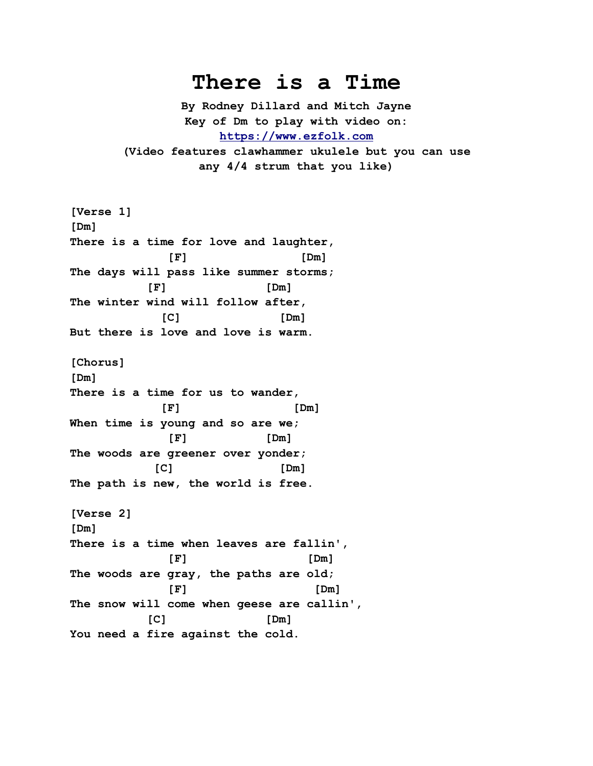# There is a Time

**By Rodney Dillard and Mitch Jayne**
**Key of Dm to play with video on:**
**[https://www.ezfolk.com](https://www.ezfolk.com)**
**(Video features clawhammer ukulele but you can use any 4/4 strum that you like)**

```
[Verse 1]
[Dm]
There is a time for love and laughter,
              [F]                [Dm]
The days will pass like summer storms;
           [F]              [Dm]
The winter wind will follow after,
             [C]              [Dm]
But there is love and love is warm.

[Chorus]
[Dm]
There is a time for us to wander,
             [F]                [Dm]
When time is young and so are we;
              [F]           [Dm]
The woods are greener over yonder;
            [C]               [Dm]
The path is new, the world is free.

[Verse 2]
[Dm]
There is a time when leaves are fallin',
              [F]                 [Dm]
The woods are gray, the paths are old;
              [F]                  [Dm]
The snow will come when geese are callin',
           [C]              [Dm]
You need a fire against the cold.
```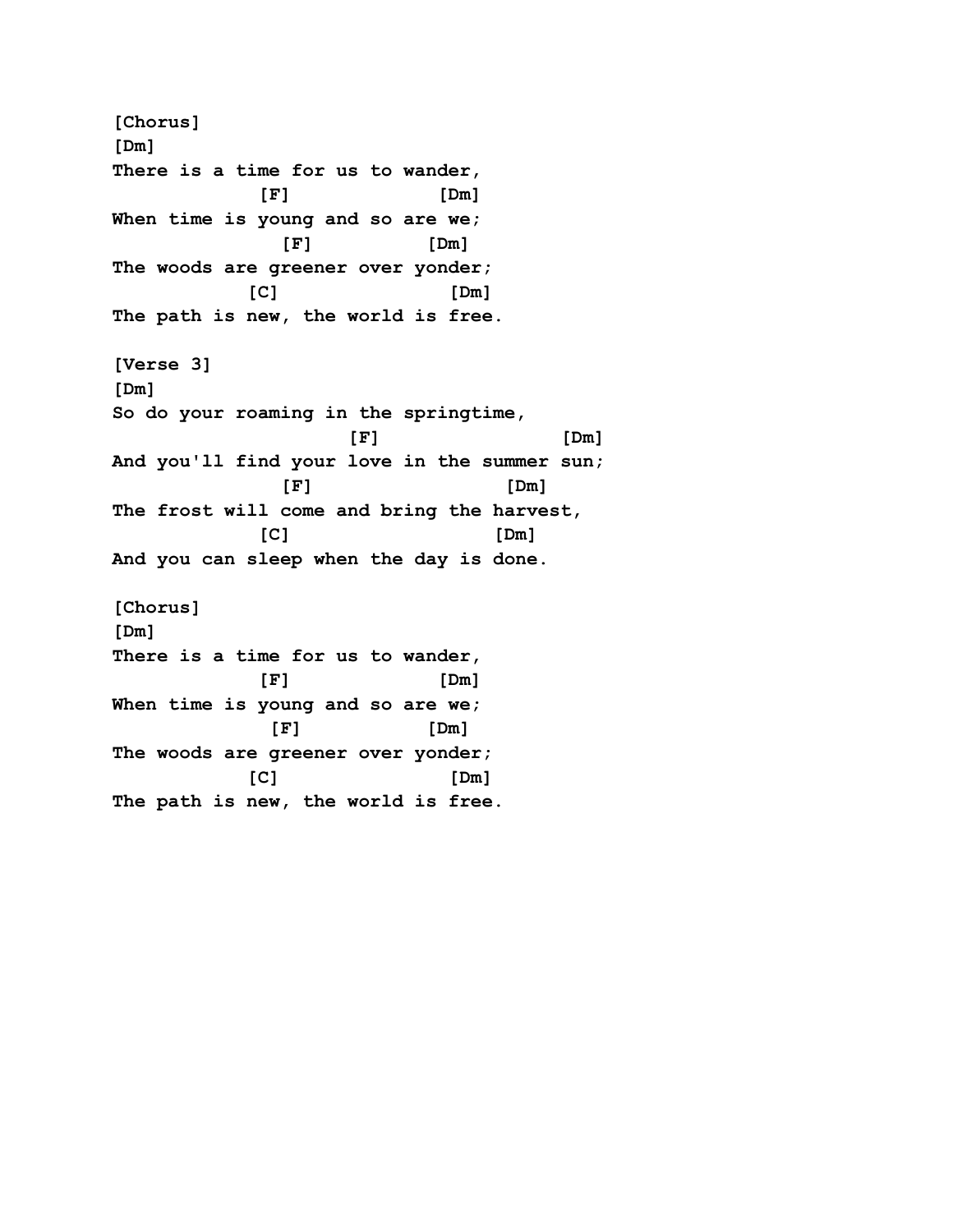```
[Chorus]
[Dm]
There is a time for us to wander,
             [F]              [Dm]
When time is young and so are we;
               [F]          [Dm]
The woods are greener over yonder;
            [C]               [Dm]
The path is new, the world is free.

[Verse 3]
[Dm]
So do your roaming in the springtime,
                     [F]                 [Dm]
And you'll find your love in the summer sun;
               [F]                [Dm]
The frost will come and bring the harvest,
             [C]                  [Dm]
And you can sleep when the day is done.

[Chorus]
[Dm]
There is a time for us to wander,
             [F]              [Dm]
When time is young and so are we;
              [F]           [Dm]
The woods are greener over yonder;
            [C]               [Dm]
The path is new, the world is free.
```